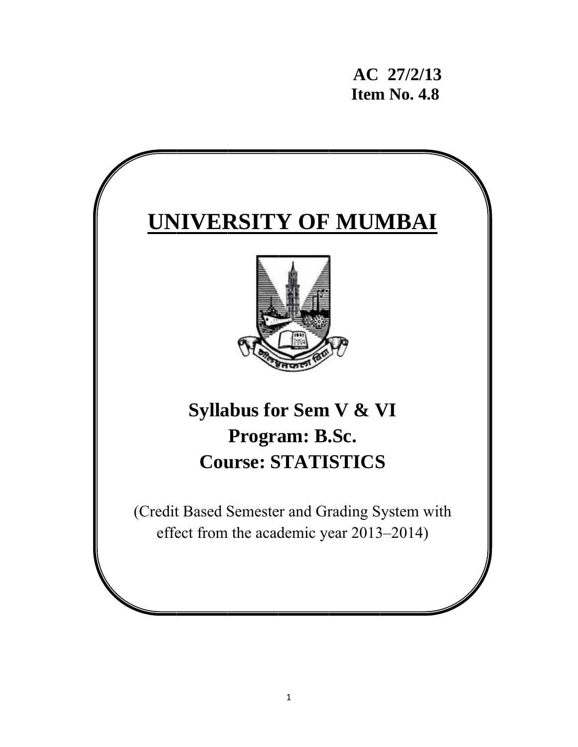**AC 27/2/13**
**Item No. 4.8**

# UNIVERSITY OF MUMBAI

## Syllabus for Sem V & VI
## Program: B.Sc.
## Course: STATISTICS

(Credit Based Semester and Grading System with effect from the academic year 2013–2014)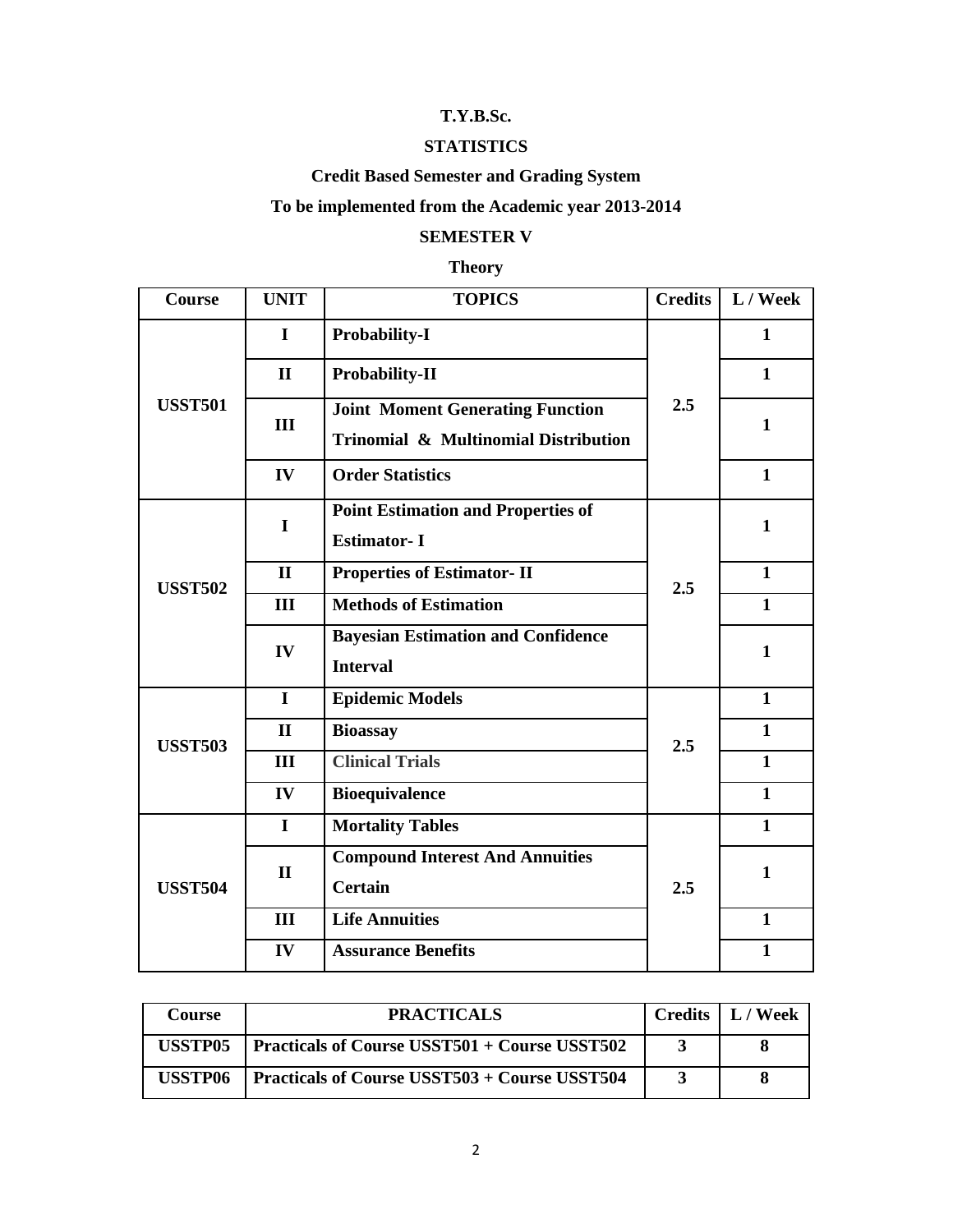# T.Y.B.Sc.

# STATISTICS

## Credit Based Semester and Grading System

## To be implemented from the Academic year 2013-2014

## SEMESTER V

### Theory

| Course | UNIT | TOPICS | Credits | L / Week |
|---|---|---|---|---|
| USST501 | I | **Probability-I** | 2.5 | 1 |
| | II | **Probability-II** | | 1 |
| | III | **Joint Moment Generating Function Trinomial & Multinomial Distribution** | | 1 |
| | IV | **Order Statistics** | | 1 |
| USST502 | I | **Point Estimation and Properties of Estimator- I** | 2.5 | 1 |
| | II | **Properties of Estimator- II** | | 1 |
| | III | **Methods of Estimation** | | 1 |
| | IV | **Bayesian Estimation and Confidence Interval** | | 1 |
| USST503 | I | **Epidemic Models** | 2.5 | 1 |
| | II | **Bioassay** | | 1 |
| | III | **Clinical Trials** | | 1 |
| | IV | **Bioequivalence** | | 1 |
| USST504 | I | **Mortality Tables** | 2.5 | 1 |
| | II | **Compound Interest And Annuities Certain** | | 1 |
| | III | **Life Annuities** | | 1 |
| | IV | **Assurance Benefits** | | 1 |

| Course | PRACTICALS | Credits | L / Week |
|---|---|---|---|
| USSTP05 | **Practicals of Course USST501 + Course USST502** | 3 | 8 |
| USSTP06 | **Practicals of Course USST503 + Course USST504** | 3 | 8 |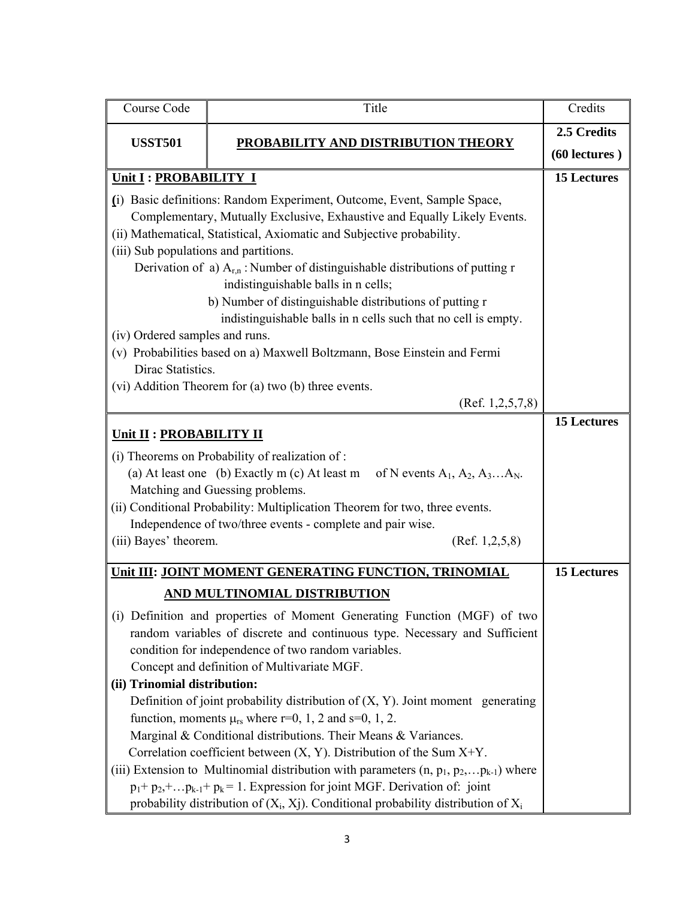| Course Code | Title | Credits |
|---|---|---|
| **USST501** | **PROBABILITY AND DISTRIBUTION THEORY** | **2.5 Credits (60 lectures )** |
| **Unit I : PROBABILITY I** <br> (i) Basic definitions: Random Experiment, Outcome, Event, Sample Space, Complementary, Mutually Exclusive, Exhaustive and Equally Likely Events. <br> (ii) Mathematical, Statistical, Axiomatic and Subjective probability. <br> (iii) Sub populations and partitions. <br> Derivation of a) $A_{r,n}$ : Number of distinguishable distributions of putting r indistinguishable balls in n cells; <br> b) Number of distinguishable distributions of putting r indistinguishable balls in n cells such that no cell is empty. <br> (iv) Ordered samples and runs. <br> (v) Probabilities based on a) Maxwell Boltzmann, Bose Einstein and Fermi Dirac Statistics. <br> (vi) Addition Theorem for (a) two (b) three events. <br> (Ref. 1,2,5,7,8) | | **15 Lectures** |
| **Unit II : PROBABILITY II** <br> (i) Theorems on Probability of realization of : <br> (a) At least one (b) Exactly m (c) At least m of N events $A_1, A_2, A_3 \ldots A_N$. <br> Matching and Guessing problems. <br> (ii) Conditional Probability: Multiplication Theorem for two, three events. <br> Independence of two/three events - complete and pair wise. <br> (iii) Bayes' theorem. (Ref. 1,2,5,8) | | **15 Lectures** |
| **Unit III: JOINT MOMENT GENERATING FUNCTION, TRINOMIAL AND MULTINOMIAL DISTRIBUTION** <br> (i) Definition and properties of Moment Generating Function (MGF) of two random variables of discrete and continuous type. Necessary and Sufficient condition for independence of two random variables. <br> Concept and definition of Multivariate MGF. <br> **(ii) Trinomial distribution:** <br> Definition of joint probability distribution of (X, Y). Joint moment generating function, moments $\mu_{rs}$ where r=0, 1, 2 and s=0, 1, 2. <br> Marginal & Conditional distributions. Their Means & Variances. <br> Correlation coefficient between (X, Y). Distribution of the Sum X+Y. <br> (iii) Extension to Multinomial distribution with parameters $(n, p_1, p_2, \ldots p_{k-1})$ where $p_1 + p_2 + \ldots p_{k-1} + p_k = 1$. Expression for joint MGF. Derivation of: joint probability distribution of $(X_i, X_j)$. Conditional probability distribution of $X_i$ | | **15 Lectures** |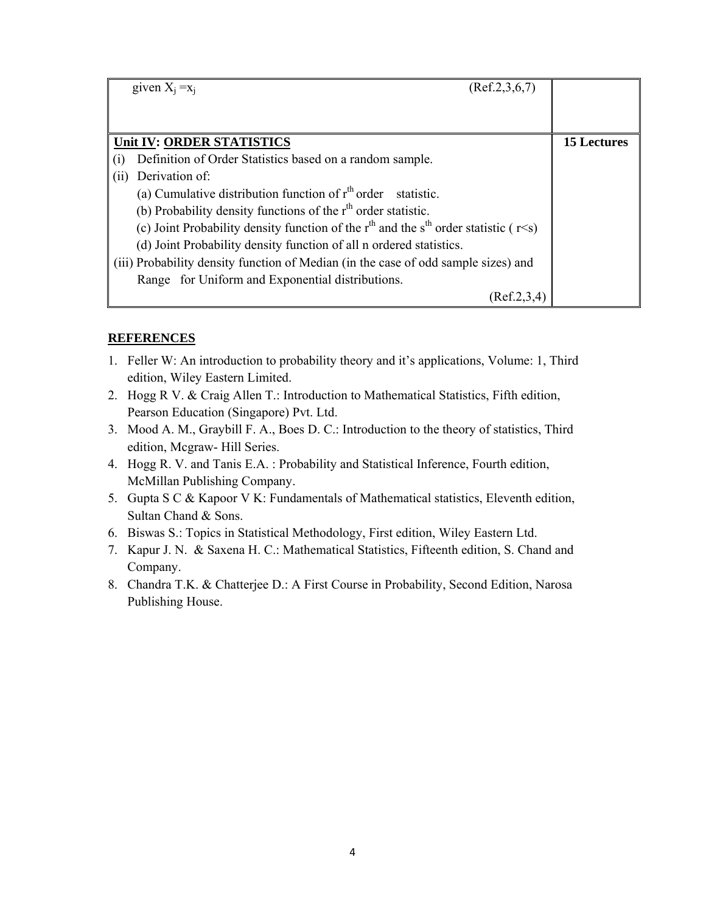| | |
|---|---|
| given $X_j = x_j$ (Ref.2,3,6,7) | |
| **Unit IV: ORDER STATISTICS**<br>(i) Definition of Order Statistics based on a random sample.<br>(ii) Derivation of:<br>(a) Cumulative distribution function of $r^{th}$ order statistic.<br>(b) Probability density functions of the $r^{th}$ order statistic.<br>(c) Joint Probability density function of the $r^{th}$ and the $s^{th}$ order statistic ( $r<s$)<br>(d) Joint Probability density function of all n ordered statistics.<br>(iii) Probability density function of Median (in the case of odd sample sizes) and Range for Uniform and Exponential distributions.<br>(Ref.2,3,4) | **15 Lectures** |

## REFERENCES

1. Feller W: An introduction to probability theory and it's applications, Volume: 1, Third edition, Wiley Eastern Limited.
2. Hogg R V. & Craig Allen T.: Introduction to Mathematical Statistics, Fifth edition, Pearson Education (Singapore) Pvt. Ltd.
3. Mood A. M., Graybill F. A., Boes D. C.: Introduction to the theory of statistics, Third edition, Mcgraw- Hill Series.
4. Hogg R. V. and Tanis E.A. : Probability and Statistical Inference, Fourth edition, McMillan Publishing Company.
5. Gupta S C & Kapoor V K: Fundamentals of Mathematical statistics, Eleventh edition, Sultan Chand & Sons.
6. Biswas S.: Topics in Statistical Methodology, First edition, Wiley Eastern Ltd.
7. Kapur J. N. & Saxena H. C.: Mathematical Statistics, Fifteenth edition, S. Chand and Company.
8. Chandra T.K. & Chatterjee D.: A First Course in Probability, Second Edition, Narosa Publishing House.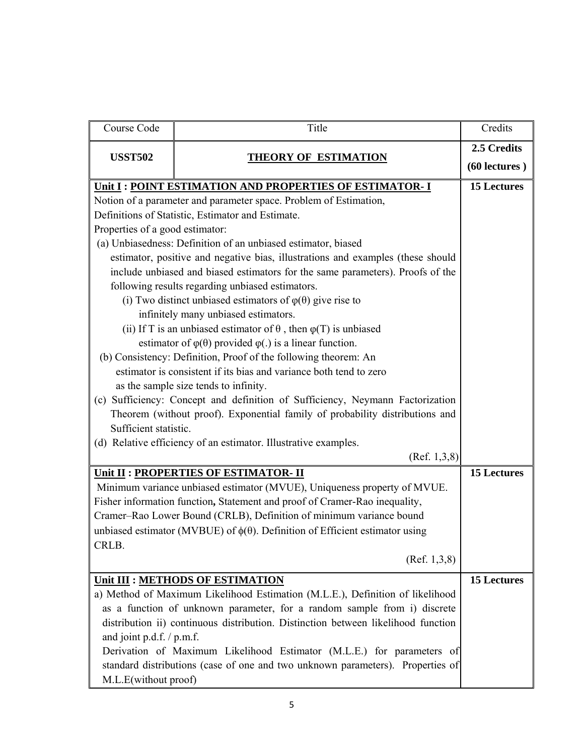| Course Code | Title | Credits |
|---|---|---|
| **USST502** | **THEORY OF ESTIMATION** | **2.5 Credits (60 lectures )** |
| **Unit I : POINT ESTIMATION AND PROPERTIES OF ESTIMATOR- I**<br>Notion of a parameter and parameter space. Problem of Estimation, Definitions of Statistic, Estimator and Estimate.<br>Properties of a good estimator:<br>(a) Unbiasedness: Definition of an unbiased estimator, biased estimator, positive and negative bias, illustrations and examples (these should include unbiased and biased estimators for the same parameters). Proofs of the following results regarding unbiased estimators.<br>(i) Two distinct unbiased estimators of $\varphi(\theta)$ give rise to infinitely many unbiased estimators.<br>(ii) If T is an unbiased estimator of $\theta$ , then $\varphi(T)$ is unbiased estimator of $\varphi(\theta)$ provided $\varphi(.)$ is a linear function.<br>(b) Consistency: Definition, Proof of the following theorem: An estimator is consistent if its bias and variance both tend to zero as the sample size tends to infinity.<br>(c) Sufficiency: Concept and definition of Sufficiency, Neymann Factorization Theorem (without proof). Exponential family of probability distributions and Sufficient statistic.<br>(d) Relative efficiency of an estimator. Illustrative examples.<br>(Ref. 1,3,8) | | **15 Lectures** |
| **Unit II : PROPERTIES OF ESTIMATOR- II**<br>Minimum variance unbiased estimator (MVUE), Uniqueness property of MVUE. Fisher information function**,** Statement and proof of Cramer-Rao inequality, Cramer–Rao Lower Bound (CRLB), Definition of minimum variance bound unbiased estimator (MVBUE) of $\phi(\theta)$. Definition of Efficient estimator using CRLB.<br>(Ref. 1,3,8) | | **15 Lectures** |
| **Unit III : METHODS OF ESTIMATION**<br>a) Method of Maximum Likelihood Estimation (M.L.E.), Definition of likelihood as a function of unknown parameter, for a random sample from i) discrete distribution ii) continuous distribution. Distinction between likelihood function and joint p.d.f. / p.m.f.<br>Derivation of Maximum Likelihood Estimator (M.L.E.) for parameters of standard distributions (case of one and two unknown parameters). Properties of M.L.E(without proof) | | **15 Lectures** |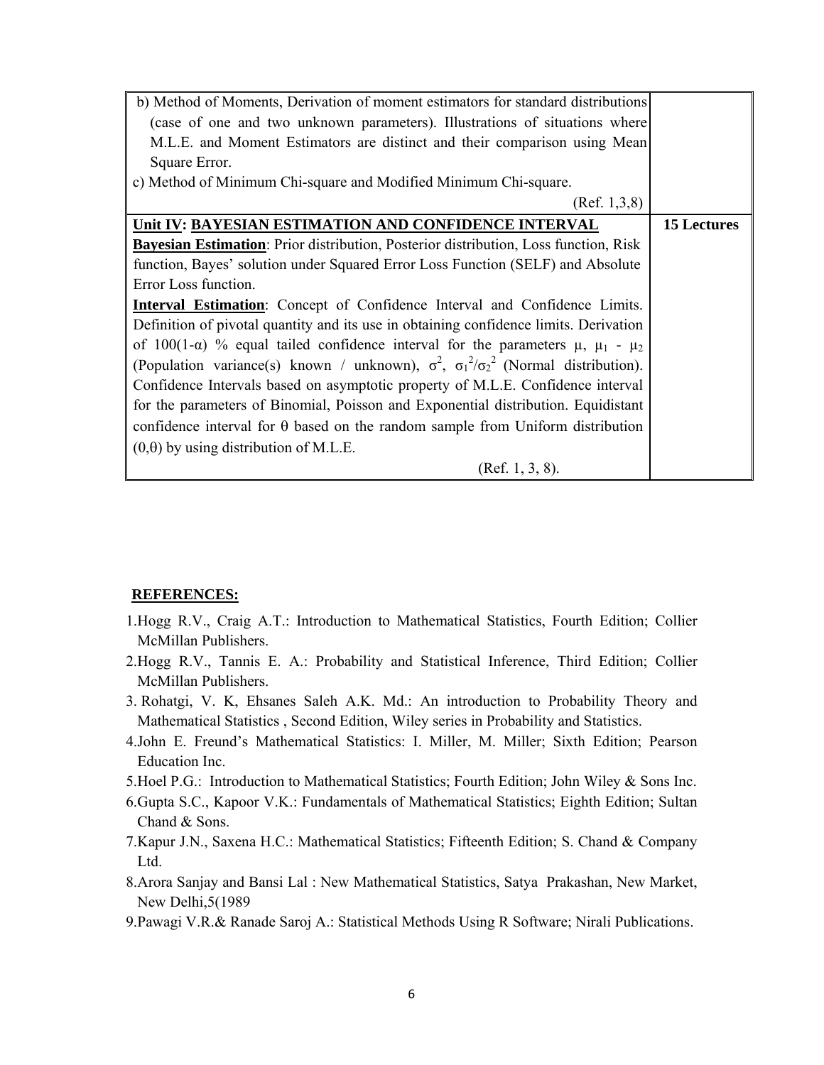| | |
|---|---|
| b) Method of Moments, Derivation of moment estimators for standard distributions (case of one and two unknown parameters). Illustrations of situations where M.L.E. and Moment Estimators are distinct and their comparison using Mean Square Error.<br>c) Method of Minimum Chi-square and Modified Minimum Chi-square.<br>(Ref. 1,3,8) | |
| **Unit IV: BAYESIAN ESTIMATION AND CONFIDENCE INTERVAL**<br>**Bayesian Estimation**: Prior distribution, Posterior distribution, Loss function, Risk function, Bayes' solution under Squared Error Loss Function (SELF) and Absolute Error Loss function.<br>**Interval Estimation**: Concept of Confidence Interval and Confidence Limits. Definition of pivotal quantity and its use in obtaining confidence limits. Derivation of 100(1-$\alpha$) % equal tailed confidence interval for the parameters $\mu$, $\mu_1$ - $\mu_2$ (Population variance(s) known / unknown), $\sigma^2$, $\sigma_1^2/\sigma_2^2$ (Normal distribution). Confidence Intervals based on asymptotic property of M.L.E. Confidence interval for the parameters of Binomial, Poisson and Exponential distribution. Equidistant confidence interval for $\theta$ based on the random sample from Uniform distribution $(0,\theta)$ by using distribution of M.L.E.<br>(Ref. 1, 3, 8). | **15 Lectures** |

**REFERENCES:**

1. Hogg R.V., Craig A.T.: Introduction to Mathematical Statistics, Fourth Edition; Collier McMillan Publishers.
2. Hogg R.V., Tannis E. A.: Probability and Statistical Inference, Third Edition; Collier McMillan Publishers.
3. Rohatgi, V. K, Ehsanes Saleh A.K. Md.: An introduction to Probability Theory and Mathematical Statistics , Second Edition, Wiley series in Probability and Statistics.
4. John E. Freund's Mathematical Statistics: I. Miller, M. Miller; Sixth Edition; Pearson Education Inc.
5. Hoel P.G.: Introduction to Mathematical Statistics; Fourth Edition; John Wiley & Sons Inc.
6. Gupta S.C., Kapoor V.K.: Fundamentals of Mathematical Statistics; Eighth Edition; Sultan Chand & Sons.
7. Kapur J.N., Saxena H.C.: Mathematical Statistics; Fifteenth Edition; S. Chand & Company Ltd.
8. Arora Sanjay and Bansi Lal : New Mathematical Statistics, Satya Prakashan, New Market, New Delhi,5(1989
9. Pawagi V.R.& Ranade Saroj A.: Statistical Methods Using R Software; Nirali Publications.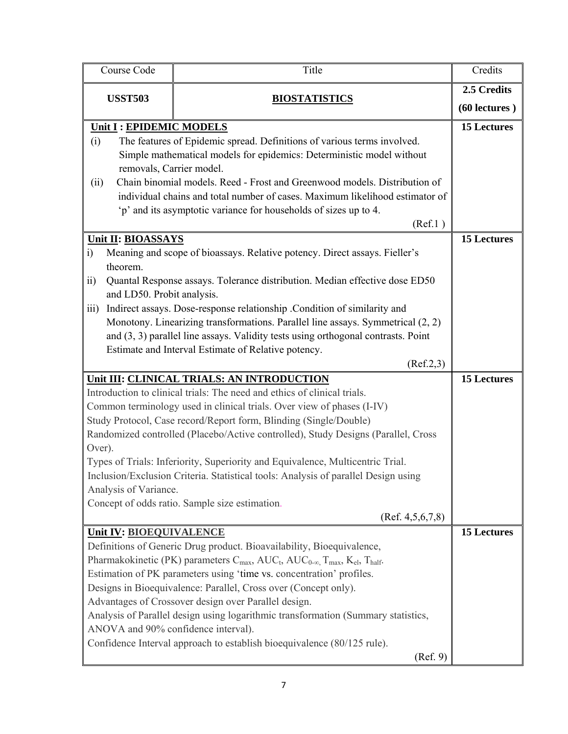| Course Code | Title | Credits |
|---|---|---|
| **USST503** | **BIOSTATISTICS** | **2.5 Credits (60 lectures )** |
| **Unit I : EPIDEMIC MODELS**<br>(i) The features of Epidemic spread. Definitions of various terms involved. Simple mathematical models for epidemics: Deterministic model without removals, Carrier model.<br>(ii) Chain binomial models. Reed - Frost and Greenwood models. Distribution of individual chains and total number of cases. Maximum likelihood estimator of 'p' and its asymptotic variance for households of sizes up to 4.<br>(Ref.1 ) | | **15 Lectures** |
| **Unit II: BIOASSAYS**<br>i) Meaning and scope of bioassays. Relative potency. Direct assays. Fieller's theorem.<br>ii) Quantal Response assays. Tolerance distribution. Median effective dose ED50 and LD50. Probit analysis.<br>iii) Indirect assays. Dose-response relationship .Condition of similarity and Monotony. Linearizing transformations. Parallel line assays. Symmetrical (2, 2) and (3, 3) parallel line assays. Validity tests using orthogonal contrasts. Point Estimate and Interval Estimate of Relative potency.<br>(Ref.2,3) | | **15 Lectures** |
| **Unit III: CLINICAL TRIALS: AN INTRODUCTION**<br>Introduction to clinical trials: The need and ethics of clinical trials.<br>Common terminology used in clinical trials. Over view of phases (I-IV)<br>Study Protocol, Case record/Report form, Blinding (Single/Double)<br>Randomized controlled (Placebo/Active controlled), Study Designs (Parallel, Cross Over).<br>Types of Trials: Inferiority, Superiority and Equivalence, Multicentric Trial.<br>Inclusion/Exclusion Criteria. Statistical tools: Analysis of parallel Design using Analysis of Variance.<br>Concept of odds ratio. Sample size estimation.<br>(Ref. 4,5,6,7,8) | | **15 Lectures** |
| **Unit IV: BIOEQUIVALENCE**<br>Definitions of Generic Drug product. Bioavailability, Bioequivalence,<br>Pharmakokinetic (PK) parameters $C_{max}$, $AUC_t$, $AUC_{0-\infty}$, $T_{max}$, $K_{el}$, $T_{half}$.<br>Estimation of PK parameters using 'time vs. concentration' profiles.<br>Designs in Bioequivalence: Parallel, Cross over (Concept only).<br>Advantages of Crossover design over Parallel design.<br>Analysis of Parallel design using logarithmic transformation (Summary statistics, ANOVA and 90% confidence interval).<br>Confidence Interval approach to establish bioequivalence (80/125 rule).<br>(Ref. 9) | | **15 Lectures** |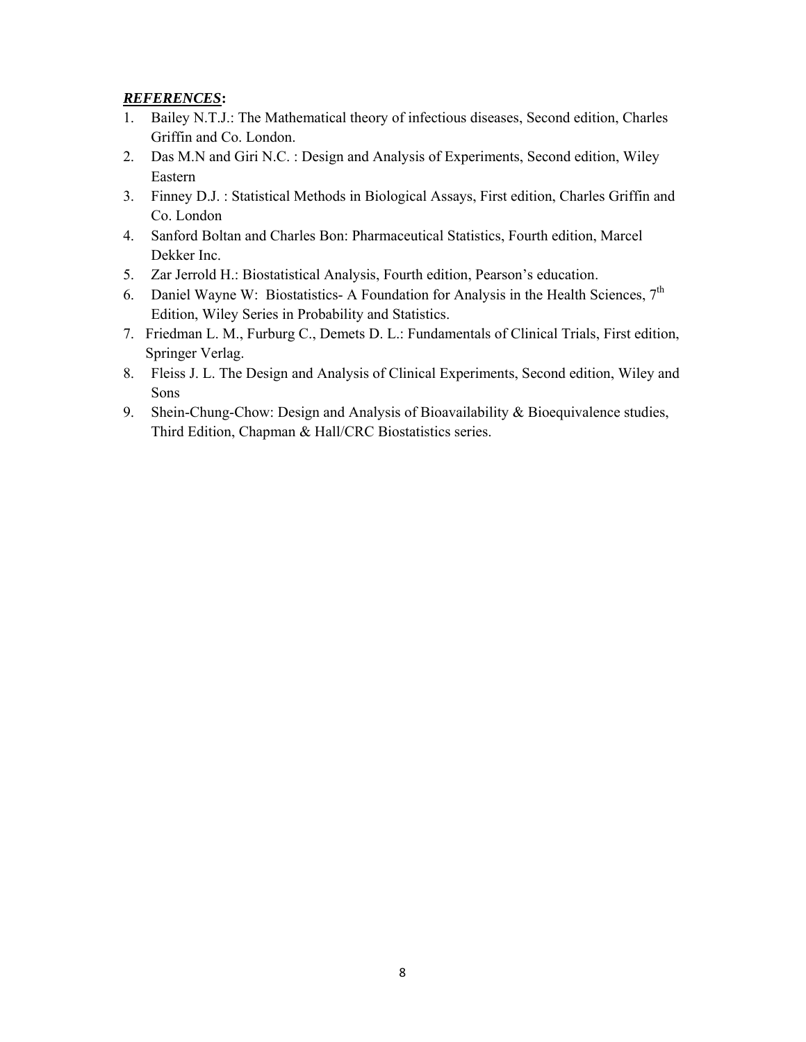***REFERENCES*:**

1. Bailey N.T.J.: The Mathematical theory of infectious diseases, Second edition, Charles Griffin and Co. London.
2. Das M.N and Giri N.C. : Design and Analysis of Experiments, Second edition, Wiley Eastern
3. Finney D.J. : Statistical Methods in Biological Assays, First edition, Charles Griffin and Co. London
4. Sanford Boltan and Charles Bon: Pharmaceutical Statistics, Fourth edition, Marcel Dekker Inc.
5. Zar Jerrold H.: Biostatistical Analysis, Fourth edition, Pearson's education.
6. Daniel Wayne W: Biostatistics- A Foundation for Analysis in the Health Sciences, $7^{th}$ Edition, Wiley Series in Probability and Statistics.
7. Friedman L. M., Furburg C., Demets D. L.: Fundamentals of Clinical Trials, First edition, Springer Verlag.
8. Fleiss J. L. The Design and Analysis of Clinical Experiments, Second edition, Wiley and Sons
9. Shein-Chung-Chow: Design and Analysis of Bioavailability & Bioequivalence studies, Third Edition, Chapman & Hall/CRC Biostatistics series.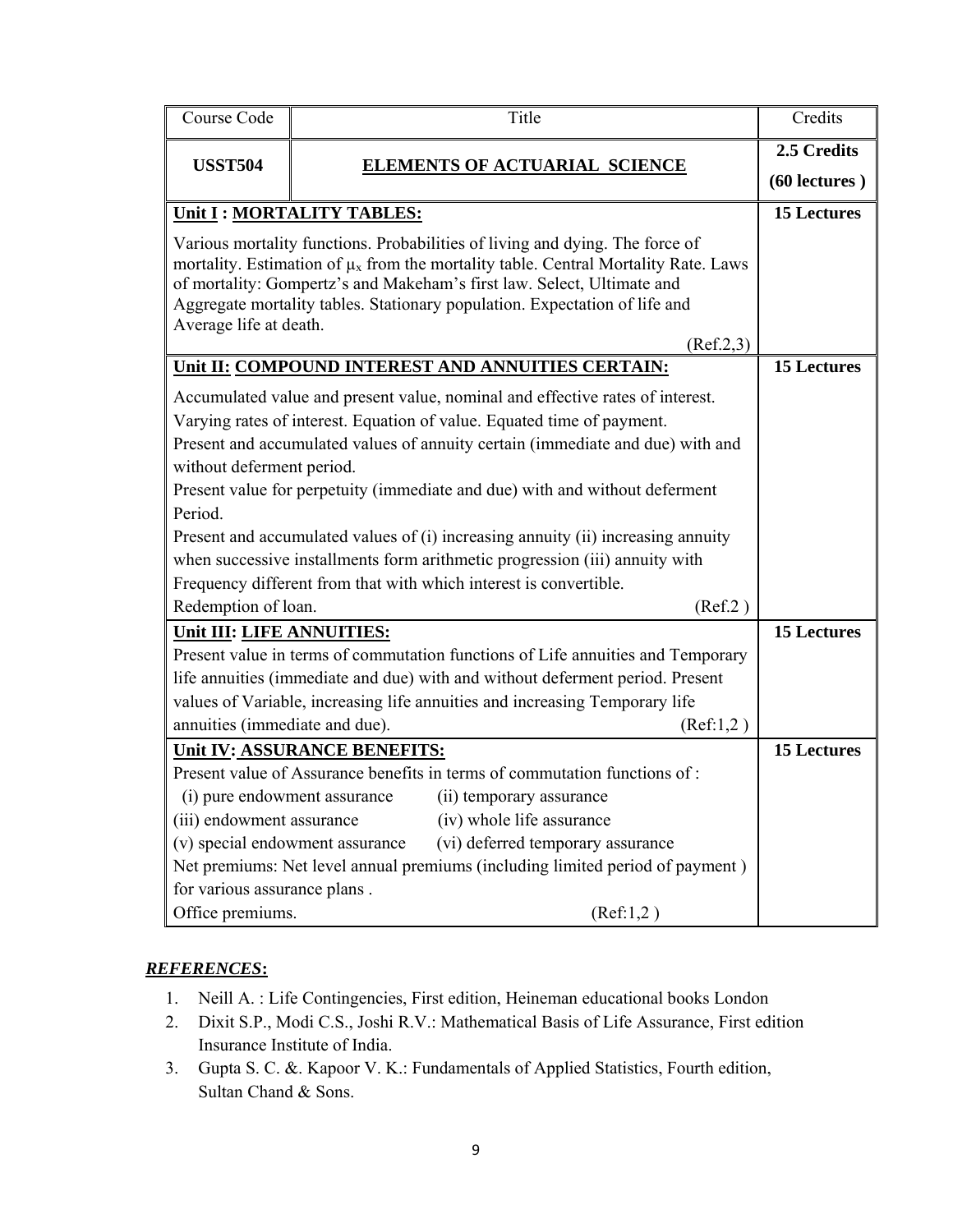| Course Code | Title | Credits |
|---|---|---|
| **USST504** | **ELEMENTS OF ACTUARIAL SCIENCE** | **2.5 Credits (60 lectures )** |
| **Unit I : MORTALITY TABLES:** | | **15 Lectures** |
| Various mortality functions. Probabilities of living and dying. The force of mortality. Estimation of $\mu_x$ from the mortality table. Central Mortality Rate. Laws of mortality: Gompertz's and Makeham's first law. Select, Ultimate and Aggregate mortality tables. Stationary population. Expectation of life and Average life at death. (Ref.2,3) | | |
| **Unit II: COMPOUND INTEREST AND ANNUITIES CERTAIN:** | | **15 Lectures** |
| Accumulated value and present value, nominal and effective rates of interest. Varying rates of interest. Equation of value. Equated time of payment. Present and accumulated values of annuity certain (immediate and due) with and without deferment period. Present value for perpetuity (immediate and due) with and without deferment Period. Present and accumulated values of (i) increasing annuity (ii) increasing annuity when successive installments form arithmetic progression (iii) annuity with Frequency different from that with which interest is convertible. Redemption of loan. (Ref.2 ) | | |
| **Unit III: LIFE ANNUITIES:** | | **15 Lectures** |
| Present value in terms of commutation functions of Life annuities and Temporary life annuities (immediate and due) with and without deferment period. Present values of Variable, increasing life annuities and increasing Temporary life annuities (immediate and due). (Ref:1,2 ) | | |
| **Unit IV: ASSURANCE BENEFITS:** | | **15 Lectures** |
| Present value of Assurance benefits in terms of commutation functions of : (i) pure endowment assurance (ii) temporary assurance (iii) endowment assurance (iv) whole life assurance (v) special endowment assurance (vi) deferred temporary assurance. Net premiums: Net level annual premiums (including limited period of payment ) for various assurance plans . Office premiums. (Ref:1,2 ) | | |

***REFERENCES*:**

1. Neill A. : Life Contingencies, First edition, Heineman educational books London
2. Dixit S.P., Modi C.S., Joshi R.V.: Mathematical Basis of Life Assurance, First edition Insurance Institute of India.
3. Gupta S. C. &. Kapoor V. K.: Fundamentals of Applied Statistics, Fourth edition, Sultan Chand & Sons.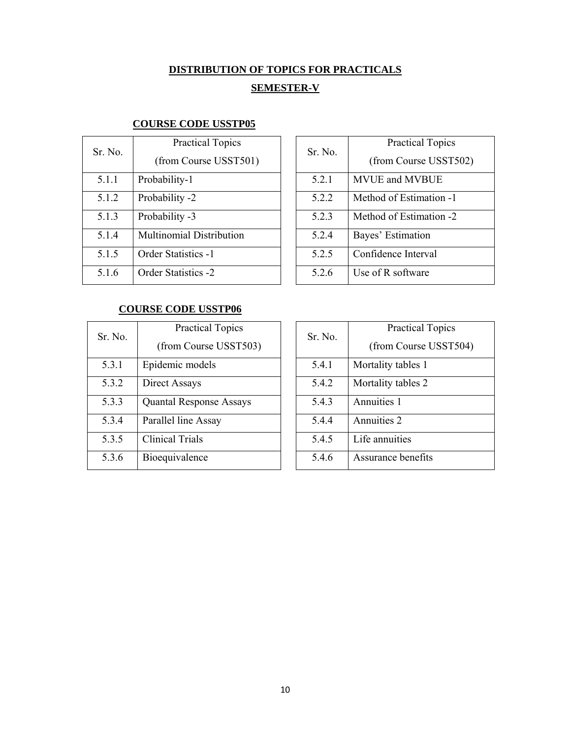## DISTRIBUTION OF TOPICS FOR PRACTICALS

## SEMESTER-V

### COURSE CODE USSTP05

| Sr. No. | Practical Topics (from Course USST501) |
|---|---|
| 5.1.1 | Probability-1 |
| 5.1.2 | Probability -2 |
| 5.1.3 | Probability -3 |
| 5.1.4 | Multinomial Distribution |
| 5.1.5 | Order Statistics -1 |
| 5.1.6 | Order Statistics -2 |

| Sr. No. | Practical Topics (from Course USST502) |
|---|---|
| 5.2.1 | MVUE and MVBUE |
| 5.2.2 | Method of Estimation -1 |
| 5.2.3 | Method of Estimation -2 |
| 5.2.4 | Bayes' Estimation |
| 5.2.5 | Confidence Interval |
| 5.2.6 | Use of R software |

### COURSE CODE USSTP06

| Sr. No. | Practical Topics (from Course USST503) |
|---|---|
| 5.3.1 | Epidemic models |
| 5.3.2 | Direct Assays |
| 5.3.3 | Quantal Response Assays |
| 5.3.4 | Parallel line Assay |
| 5.3.5 | Clinical Trials |
| 5.3.6 | Bioequivalence |

| Sr. No. | Practical Topics (from Course USST504) |
|---|---|
| 5.4.1 | Mortality tables 1 |
| 5.4.2 | Mortality tables 2 |
| 5.4.3 | Annuities 1 |
| 5.4.4 | Annuities 2 |
| 5.4.5 | Life annuities |
| 5.4.6 | Assurance benefits |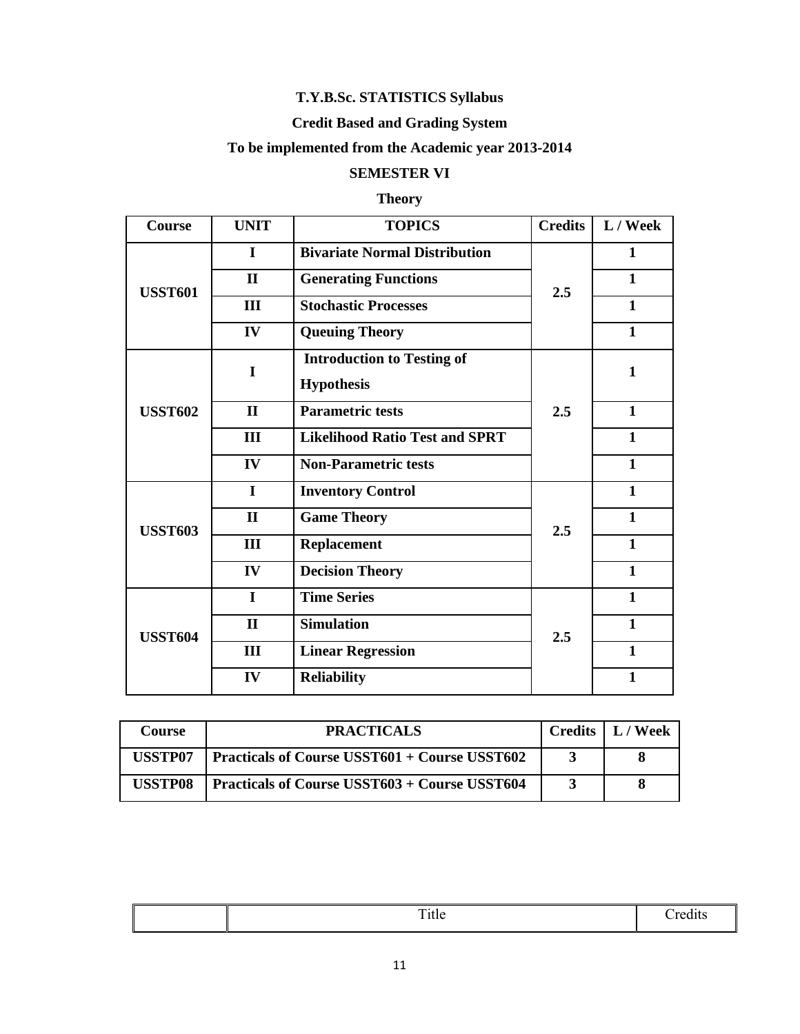**T.Y.B.Sc. STATISTICS Syllabus**

**Credit Based and Grading System**

**To be implemented from the Academic year 2013-2014**

**SEMESTER VI**

**Theory**

| Course | UNIT | TOPICS | Credits | L / Week |
|---|---|---|---|---|
| USST601 | I | Bivariate Normal Distribution | 2.5 | 1 |
| | II | Generating Functions | | 1 |
| | III | Stochastic Processes | | 1 |
| | IV | Queuing Theory | | 1 |
| USST602 | I | Introduction to Testing of Hypothesis | 2.5 | 1 |
| | II | Parametric tests | | 1 |
| | III | Likelihood Ratio Test and SPRT | | 1 |
| | IV | Non-Parametric tests | | 1 |
| USST603 | I | Inventory Control | 2.5 | 1 |
| | II | Game Theory | | 1 |
| | III | Replacement | | 1 |
| | IV | Decision Theory | | 1 |
| USST604 | I | Time Series | 2.5 | 1 |
| | II | Simulation | | 1 |
| | III | Linear Regression | | 1 |
| | IV | Reliability | | 1 |

| Course | PRACTICALS | Credits | L / Week |
|---|---|---|---|
| USSTP07 | Practicals of Course USST601 + Course USST602 | 3 | 8 |
| USSTP08 | Practicals of Course USST603 + Course USST604 | 3 | 8 |

| | Title | Credits |
|---|---|---|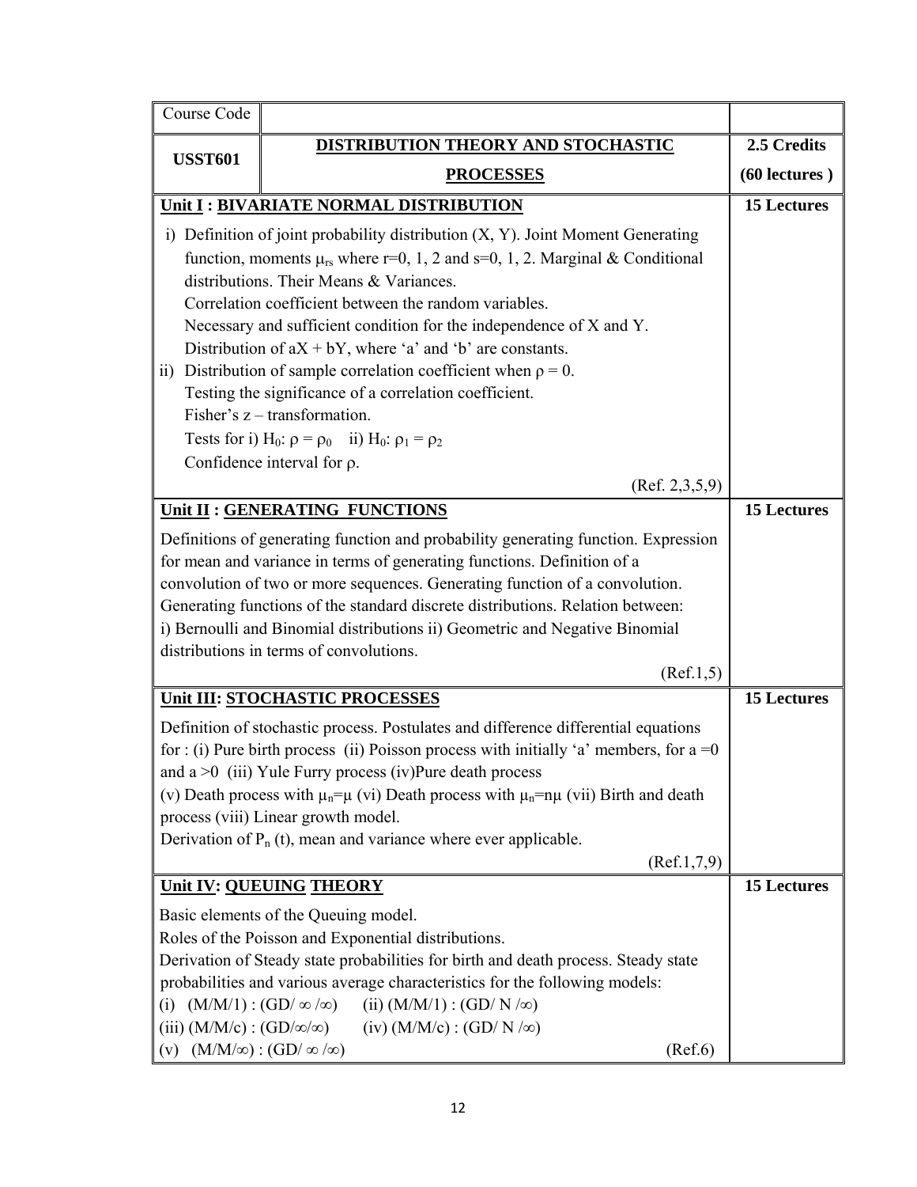| Course Code | | |
|---|---|---|
| **USST601** | **DISTRIBUTION THEORY AND STOCHASTIC PROCESSES** | **2.5 Credits (60 lectures )** |
| **Unit I : BIVARIATE NORMAL DISTRIBUTION** | | **15 Lectures** |
| i) Definition of joint probability distribution (X, Y). Joint Moment Generating function, moments $\mu_{rs}$ where r=0, 1, 2 and s=0, 1, 2. Marginal & Conditional distributions. Their Means & Variances. Correlation coefficient between the random variables. Necessary and sufficient condition for the independence of X and Y. Distribution of aX + bY, where 'a' and 'b' are constants. ii) Distribution of sample correlation coefficient when $\rho = 0$. Testing the significance of a correlation coefficient. Fisher's z – transformation. Tests for i) $H_0$: $\rho = \rho_0$ ii) $H_0$: $\rho_1 = \rho_2$ Confidence interval for $\rho$. (Ref. 2,3,5,9) | | |
| **Unit II : GENERATING FUNCTIONS** | | **15 Lectures** |
| Definitions of generating function and probability generating function. Expression for mean and variance in terms of generating functions. Definition of a convolution of two or more sequences. Generating function of a convolution. Generating functions of the standard discrete distributions. Relation between: i) Bernoulli and Binomial distributions ii) Geometric and Negative Binomial distributions in terms of convolutions. (Ref.1,5) | | |
| **Unit III: STOCHASTIC PROCESSES** | | **15 Lectures** |
| Definition of stochastic process. Postulates and difference differential equations for : (i) Pure birth process (ii) Poisson process with initially 'a' members, for a =0 and a >0 (iii) Yule Furry process (iv)Pure death process (v) Death process with $\mu_n=\mu$ (vi) Death process with $\mu_n=n\mu$ (vii) Birth and death process (viii) Linear growth model. Derivation of $P_n(t)$, mean and variance where ever applicable. (Ref.1,7,9) | | |
| **Unit IV: QUEUING THEORY** | | **15 Lectures** |
| Basic elements of the Queuing model. Roles of the Poisson and Exponential distributions. Derivation of Steady state probabilities for birth and death process. Steady state probabilities and various average characteristics for the following models: (i) (M/M/1) : (GD/ ∞ /∞) (ii) (M/M/1) : (GD/ N /∞) (iii) (M/M/c) : (GD/∞/∞) (iv) (M/M/c) : (GD/ N /∞) (v) (M/M/∞) : (GD/ ∞ /∞) (Ref.6) | | |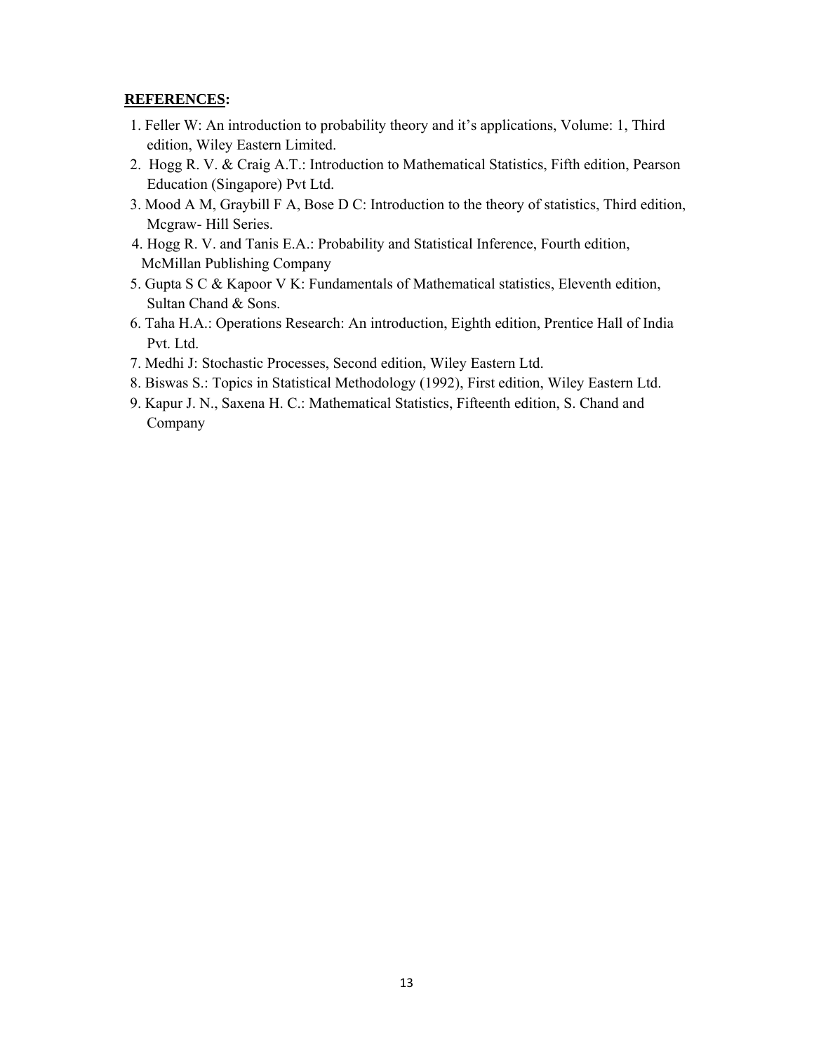**REFERENCES:**

1. Feller W: An introduction to probability theory and it's applications, Volume: 1, Third edition, Wiley Eastern Limited.
2. Hogg R. V. & Craig A.T.: Introduction to Mathematical Statistics, Fifth edition, Pearson Education (Singapore) Pvt Ltd.
3. Mood A M, Graybill F A, Bose D C: Introduction to the theory of statistics, Third edition, Mcgraw- Hill Series.
4. Hogg R. V. and Tanis E.A.: Probability and Statistical Inference, Fourth edition, McMillan Publishing Company
5. Gupta S C & Kapoor V K: Fundamentals of Mathematical statistics, Eleventh edition, Sultan Chand & Sons.
6. Taha H.A.: Operations Research: An introduction, Eighth edition, Prentice Hall of India Pvt. Ltd.
7. Medhi J: Stochastic Processes, Second edition, Wiley Eastern Ltd.
8. Biswas S.: Topics in Statistical Methodology (1992), First edition, Wiley Eastern Ltd.
9. Kapur J. N., Saxena H. C.: Mathematical Statistics, Fifteenth edition, S. Chand and Company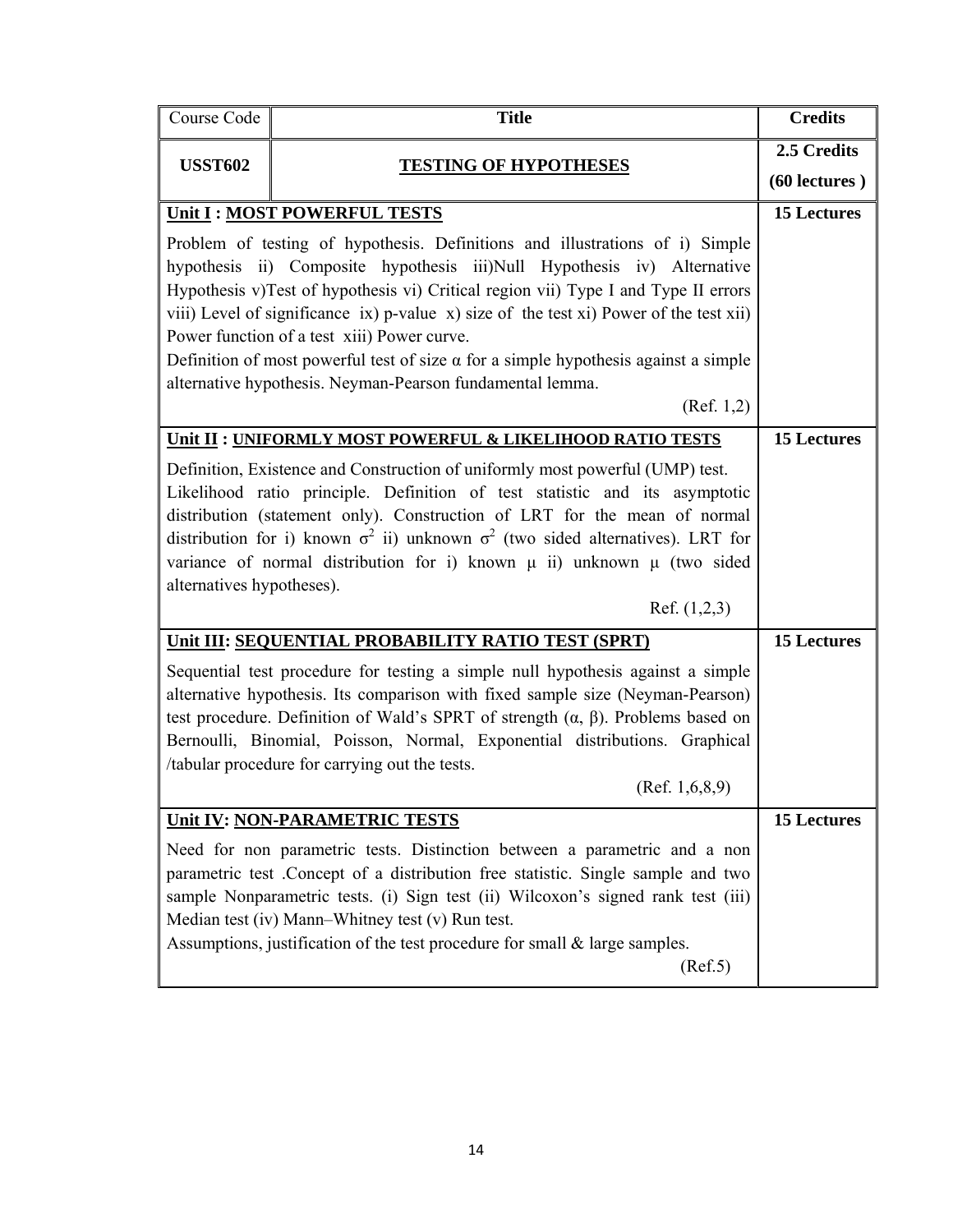| Course Code | Title | Credits |
| --- | --- | --- |
| **USST602** | **TESTING OF HYPOTHESES** | **2.5 Credits (60 lectures )** |
| **Unit I : MOST POWERFUL TESTS** | | **15 Lectures** |
| Problem of testing of hypothesis. Definitions and illustrations of i) Simple hypothesis ii) Composite hypothesis iii)Null Hypothesis iv) Alternative Hypothesis v)Test of hypothesis vi) Critical region vii) Type I and Type II errors viii) Level of significance ix) p-value x) size of the test xi) Power of the test xii) Power function of a test xiii) Power curve. Definition of most powerful test of size $\alpha$ for a simple hypothesis against a simple alternative hypothesis. Neyman-Pearson fundamental lemma. (Ref. 1,2) | | |
| **Unit II : UNIFORMLY MOST POWERFUL & LIKELIHOOD RATIO TESTS** | | **15 Lectures** |
| Definition, Existence and Construction of uniformly most powerful (UMP) test. Likelihood ratio principle. Definition of test statistic and its asymptotic distribution (statement only). Construction of LRT for the mean of normal distribution for i) known $\sigma^2$ ii) unknown $\sigma^2$ (two sided alternatives). LRT for variance of normal distribution for i) known $\mu$ ii) unknown $\mu$ (two sided alternatives hypotheses). Ref. (1,2,3) | | |
| **Unit III: SEQUENTIAL PROBABILITY RATIO TEST (SPRT)** | | **15 Lectures** |
| Sequential test procedure for testing a simple null hypothesis against a simple alternative hypothesis. Its comparison with fixed sample size (Neyman-Pearson) test procedure. Definition of Wald's SPRT of strength ($\alpha$, $\beta$). Problems based on Bernoulli, Binomial, Poisson, Normal, Exponential distributions. Graphical /tabular procedure for carrying out the tests. (Ref. 1,6,8,9) | | |
| **Unit IV: NON-PARAMETRIC TESTS** | | **15 Lectures** |
| Need for non parametric tests. Distinction between a parametric and a non parametric test .Concept of a distribution free statistic. Single sample and two sample Nonparametric tests. (i) Sign test (ii) Wilcoxon's signed rank test (iii) Median test (iv) Mann–Whitney test (v) Run test. Assumptions, justification of the test procedure for small & large samples. (Ref.5) | | |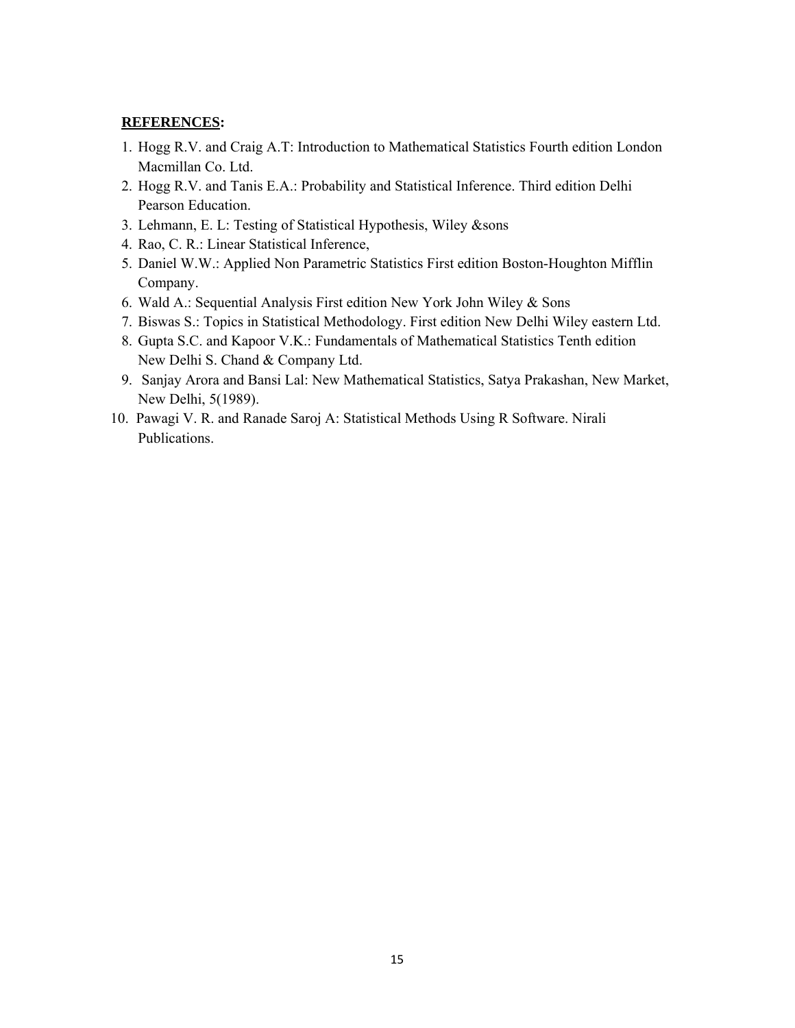**REFERENCES:**

1. Hogg R.V. and Craig A.T: Introduction to Mathematical Statistics Fourth edition London Macmillan Co. Ltd.
2. Hogg R.V. and Tanis E.A.: Probability and Statistical Inference. Third edition Delhi Pearson Education.
3. Lehmann, E. L: Testing of Statistical Hypothesis, Wiley &sons
4. Rao, C. R.: Linear Statistical Inference,
5. Daniel W.W.: Applied Non Parametric Statistics First edition Boston-Houghton Mifflin Company.
6. Wald A.: Sequential Analysis First edition New York John Wiley & Sons
7. Biswas S.: Topics in Statistical Methodology. First edition New Delhi Wiley eastern Ltd.
8. Gupta S.C. and Kapoor V.K.: Fundamentals of Mathematical Statistics Tenth edition New Delhi S. Chand & Company Ltd.
9. Sanjay Arora and Bansi Lal: New Mathematical Statistics, Satya Prakashan, New Market, New Delhi, 5(1989).
10. Pawagi V. R. and Ranade Saroj A: Statistical Methods Using R Software. Nirali Publications.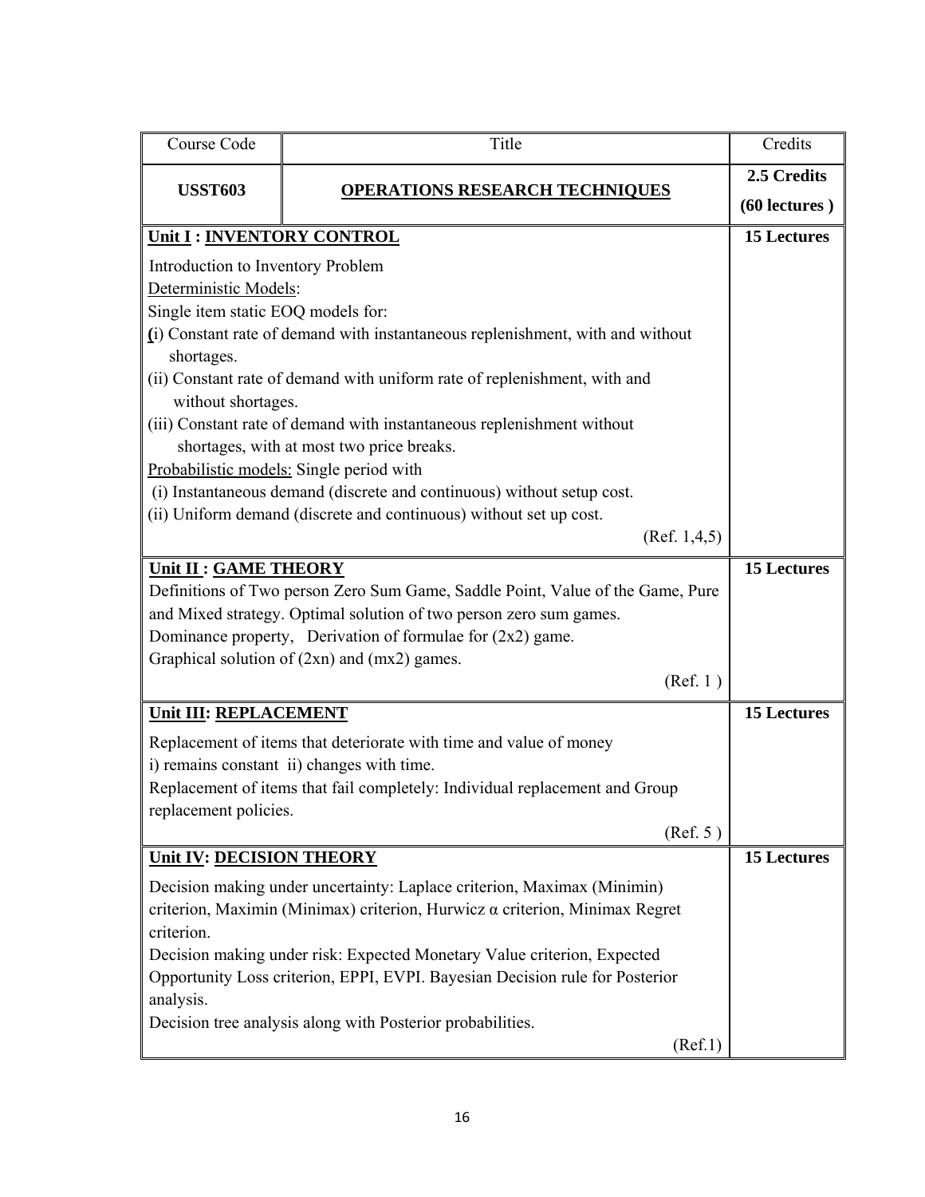| Course Code | Title | Credits |
| --- | --- | --- |
| **USST603** | **OPERATIONS RESEARCH TECHNIQUES** | **2.5 Credits (60 lectures )** |
| **Unit I : INVENTORY CONTROL**<br>Introduction to Inventory Problem<br>Deterministic Models:<br>Single item static EOQ models for:<br>(i) Constant rate of demand with instantaneous replenishment, with and without shortages.<br>(ii) Constant rate of demand with uniform rate of replenishment, with and without shortages.<br>(iii) Constant rate of demand with instantaneous replenishment without shortages, with at most two price breaks.<br>Probabilistic models: Single period with<br>(i) Instantaneous demand (discrete and continuous) without setup cost.<br>(ii) Uniform demand (discrete and continuous) without set up cost.<br>(Ref. 1,4,5) | | **15 Lectures** |
| **Unit II : GAME THEORY**<br>Definitions of Two person Zero Sum Game, Saddle Point, Value of the Game, Pure and Mixed strategy. Optimal solution of two person zero sum games.<br>Dominance property, Derivation of formulae for (2x2) game.<br>Graphical solution of (2xn) and (mx2) games.<br>(Ref. 1 ) | | **15 Lectures** |
| **Unit III: REPLACEMENT**<br>Replacement of items that deteriorate with time and value of money<br>i) remains constant ii) changes with time.<br>Replacement of items that fail completely: Individual replacement and Group replacement policies.<br>(Ref. 5 ) | | **15 Lectures** |
| **Unit IV: DECISION THEORY**<br>Decision making under uncertainty: Laplace criterion, Maximax (Minimin) criterion, Maximin (Minimax) criterion, Hurwicz α criterion, Minimax Regret criterion.<br>Decision making under risk: Expected Monetary Value criterion, Expected Opportunity Loss criterion, EPPI, EVPI. Bayesian Decision rule for Posterior analysis.<br>Decision tree analysis along with Posterior probabilities.<br>(Ref.1) | | **15 Lectures** |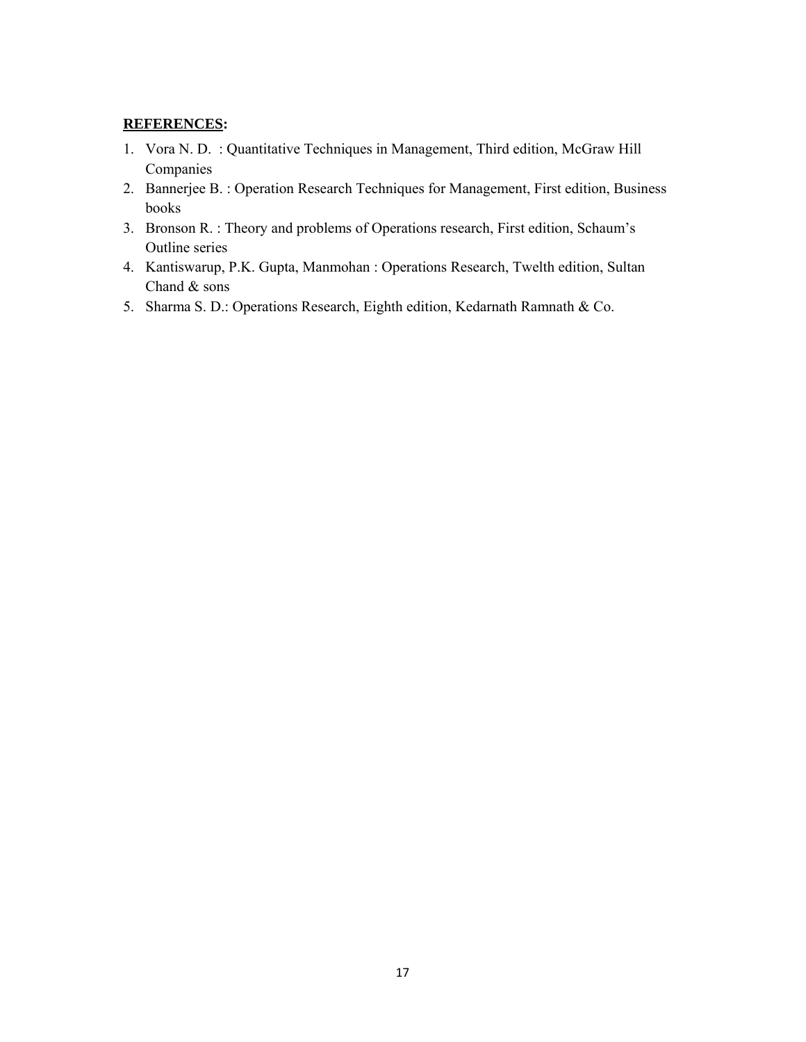**<u>REFERENCES</u>:**

1. Vora N. D. : Quantitative Techniques in Management, Third edition, McGraw Hill Companies
2. Bannerjee B. : Operation Research Techniques for Management, First edition, Business books
3. Bronson R. : Theory and problems of Operations research, First edition, Schaum's Outline series
4. Kantiswarup, P.K. Gupta, Manmohan : Operations Research, Twelth edition, Sultan Chand & sons
5. Sharma S. D.: Operations Research, Eighth edition, Kedarnath Ramnath & Co.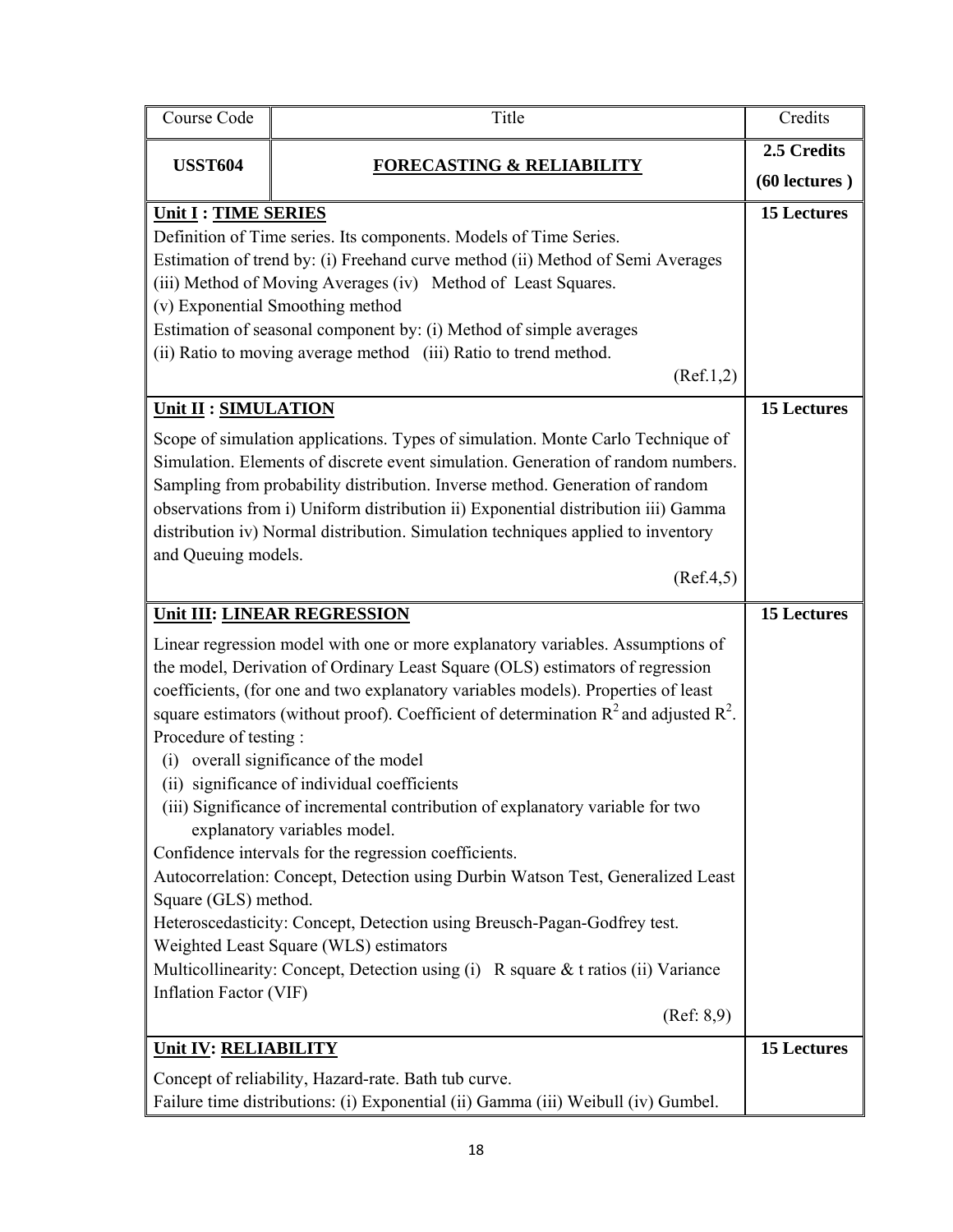| Course Code | Title | Credits |
|---|---|---|
| **USST604** | **FORECASTING & RELIABILITY** | **2.5 Credits (60 lectures )** |
| **Unit I : TIME SERIES**<br>Definition of Time series. Its components. Models of Time Series.<br>Estimation of trend by: (i) Freehand curve method (ii) Method of Semi Averages (iii) Method of Moving Averages (iv) Method of Least Squares.<br>(v) Exponential Smoothing method<br>Estimation of seasonal component by: (i) Method of simple averages<br>(ii) Ratio to moving average method (iii) Ratio to trend method.<br>(Ref.1,2) | | **15 Lectures** |
| **Unit II : SIMULATION**<br>Scope of simulation applications. Types of simulation. Monte Carlo Technique of Simulation. Elements of discrete event simulation. Generation of random numbers. Sampling from probability distribution. Inverse method. Generation of random observations from i) Uniform distribution ii) Exponential distribution iii) Gamma distribution iv) Normal distribution. Simulation techniques applied to inventory and Queuing models.<br>(Ref.4,5) | | **15 Lectures** |
| **Unit III: LINEAR REGRESSION**<br>Linear regression model with one or more explanatory variables. Assumptions of the model, Derivation of Ordinary Least Square (OLS) estimators of regression coefficients, (for one and two explanatory variables models). Properties of least square estimators (without proof). Coefficient of determination $R^2$ and adjusted $R^2$.<br>Procedure of testing :<br>(i) overall significance of the model<br>(ii) significance of individual coefficients<br>(iii) Significance of incremental contribution of explanatory variable for two explanatory variables model.<br>Confidence intervals for the regression coefficients.<br>Autocorrelation: Concept, Detection using Durbin Watson Test, Generalized Least Square (GLS) method.<br>Heteroscedasticity: Concept, Detection using Breusch-Pagan-Godfrey test.<br>Weighted Least Square (WLS) estimators<br>Multicollinearity: Concept, Detection using (i) R square & t ratios (ii) Variance Inflation Factor (VIF)<br>(Ref: 8,9) | | **15 Lectures** |
| **Unit IV: RELIABILITY**<br>Concept of reliability, Hazard-rate. Bath tub curve.<br>Failure time distributions: (i) Exponential (ii) Gamma (iii) Weibull (iv) Gumbel. | | **15 Lectures** |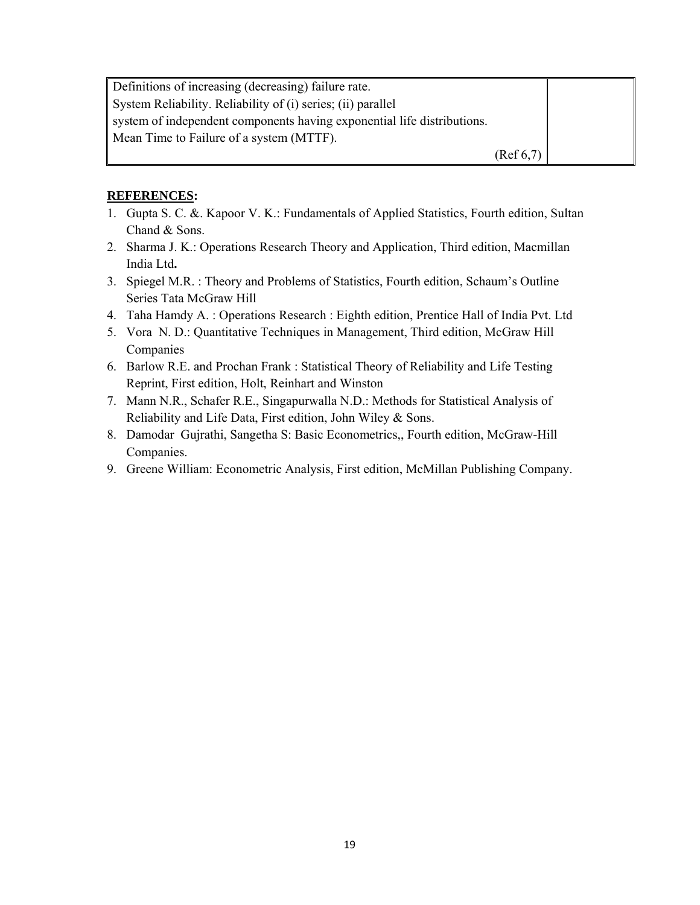| | |
|---|---|
| Definitions of increasing (decreasing) failure rate.<br>System Reliability. Reliability of (i) series; (ii) parallel<br>system of independent components having exponential life distributions.<br>Mean Time to Failure of a system (MTTF).<br>(Ref 6,7) | |

**REFERENCES:**

1. Gupta S. C. &. Kapoor V. K.: Fundamentals of Applied Statistics, Fourth edition, Sultan Chand & Sons.
2. Sharma J. K.: Operations Research Theory and Application, Third edition, Macmillan India Ltd**.**
3. Spiegel M.R. : Theory and Problems of Statistics, Fourth edition, Schaum's Outline Series Tata McGraw Hill
4. Taha Hamdy A. : Operations Research : Eighth edition, Prentice Hall of India Pvt. Ltd
5. Vora N. D.: Quantitative Techniques in Management, Third edition, McGraw Hill Companies
6. Barlow R.E. and Prochan Frank : Statistical Theory of Reliability and Life Testing Reprint, First edition, Holt, Reinhart and Winston
7. Mann N.R., Schafer R.E., Singapurwalla N.D.: Methods for Statistical Analysis of Reliability and Life Data, First edition, John Wiley & Sons.
8. Damodar Gujrathi, Sangetha S: Basic Econometrics,, Fourth edition, McGraw-Hill Companies.
9. Greene William: Econometric Analysis, First edition, McMillan Publishing Company.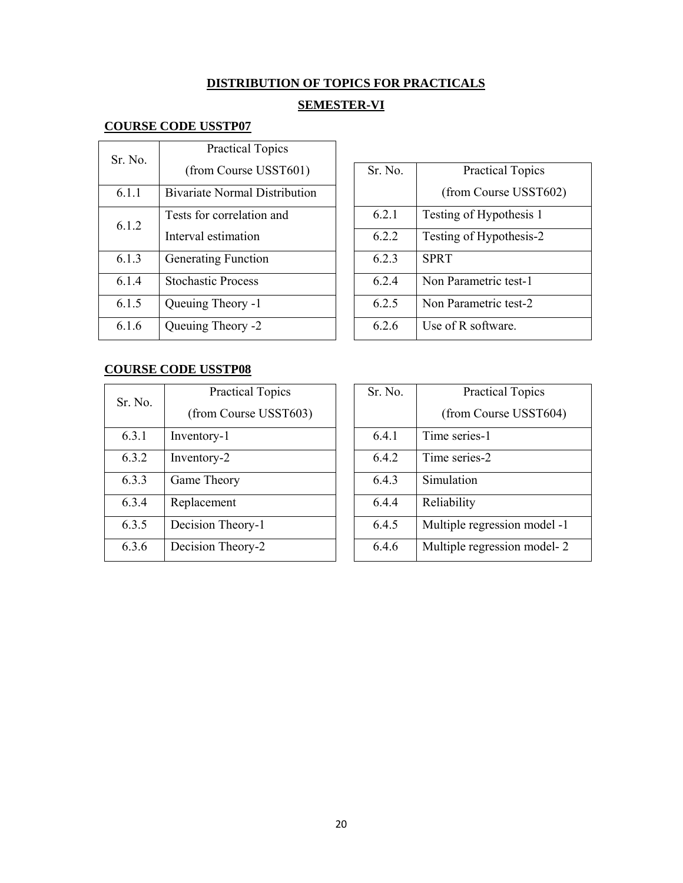## DISTRIBUTION OF TOPICS FOR PRACTICALS

## SEMESTER-VI

### COURSE CODE USSTP07

| Sr. No. | Practical Topics (from Course USST601) |
|---|---|
| 6.1.1 | Bivariate Normal Distribution |
| 6.1.2 | Tests for correlation and Interval estimation |
| 6.1.3 | Generating Function |
| 6.1.4 | Stochastic Process |
| 6.1.5 | Queuing Theory -1 |
| 6.1.6 | Queuing Theory -2 |

| Sr. No. | Practical Topics (from Course USST602) |
|---|---|
| 6.2.1 | Testing of Hypothesis 1 |
| 6.2.2 | Testing of Hypothesis-2 |
| 6.2.3 | SPRT |
| 6.2.4 | Non Parametric test-1 |
| 6.2.5 | Non Parametric test-2 |
| 6.2.6 | Use of R software. |

### COURSE CODE USSTP08

| Sr. No. | Practical Topics (from Course USST603) |
|---|---|
| 6.3.1 | Inventory-1 |
| 6.3.2 | Inventory-2 |
| 6.3.3 | Game Theory |
| 6.3.4 | Replacement |
| 6.3.5 | Decision Theory-1 |
| 6.3.6 | Decision Theory-2 |

| Sr. No. | Practical Topics (from Course USST604) |
|---|---|
| 6.4.1 | Time series-1 |
| 6.4.2 | Time series-2 |
| 6.4.3 | Simulation |
| 6.4.4 | Reliability |
| 6.4.5 | Multiple regression model -1 |
| 6.4.6 | Multiple regression model- 2 |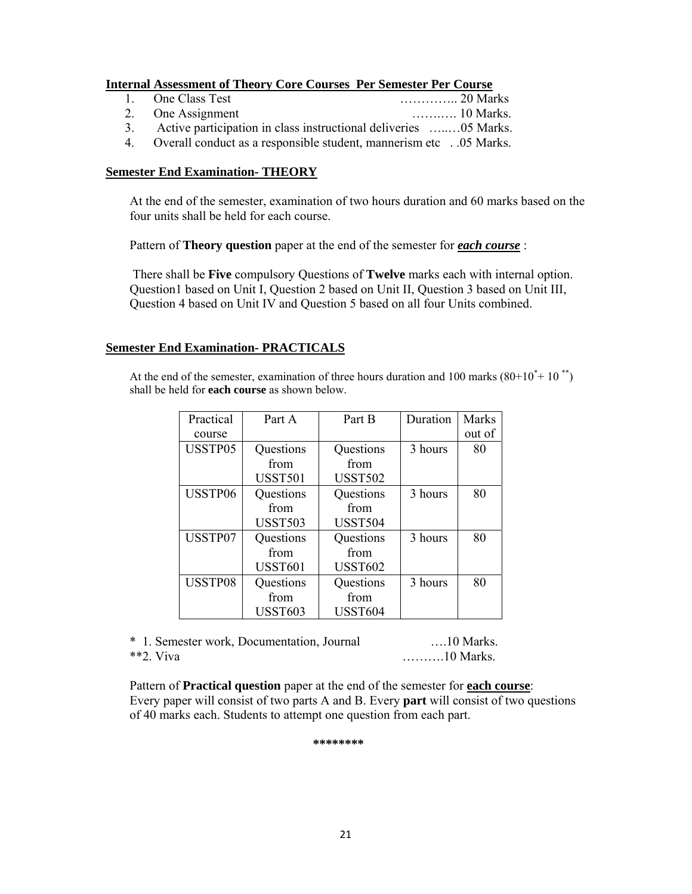**Internal Assessment of Theory Core Courses Per Semester Per Course**

1. One Class Test ………….. 20 Marks
2. One Assignment ……..…. 10 Marks.
3. Active participation in class instructional deliveries …..…05 Marks.
4. Overall conduct as a responsible student, mannerism etc . .05 Marks.

**Semester End Examination- THEORY**

At the end of the semester, examination of two hours duration and 60 marks based on the four units shall be held for each course.

Pattern of **Theory question** paper at the end of the semester for ***each course*** :

There shall be **Five** compulsory Questions of **Twelve** marks each with internal option. Question1 based on Unit I, Question 2 based on Unit II, Question 3 based on Unit III, Question 4 based on Unit IV and Question 5 based on all four Units combined.

**Semester End Examination- PRACTICALS**

At the end of the semester, examination of three hours duration and 100 marks (80+10* + 10 **) shall be held for **each course** as shown below.

| Practical course | Part A | Part B | Duration | Marks out of |
|---|---|---|---|---|
| USSTP05 | Questions from USST501 | Questions from USST502 | 3 hours | 80 |
| USSTP06 | Questions from USST503 | Questions from USST504 | 3 hours | 80 |
| USSTP07 | Questions from USST601 | Questions from USST602 | 3 hours | 80 |
| USSTP08 | Questions from USST603 | Questions from USST604 | 3 hours | 80 |

\* 1. Semester work, Documentation, Journal ….10 Marks.
**2. Viva ……….10 Marks.

Pattern of **Practical question** paper at the end of the semester for **each course**:
Every paper will consist of two parts A and B. Every **part** will consist of two questions of 40 marks each. Students to attempt one question from each part.

********